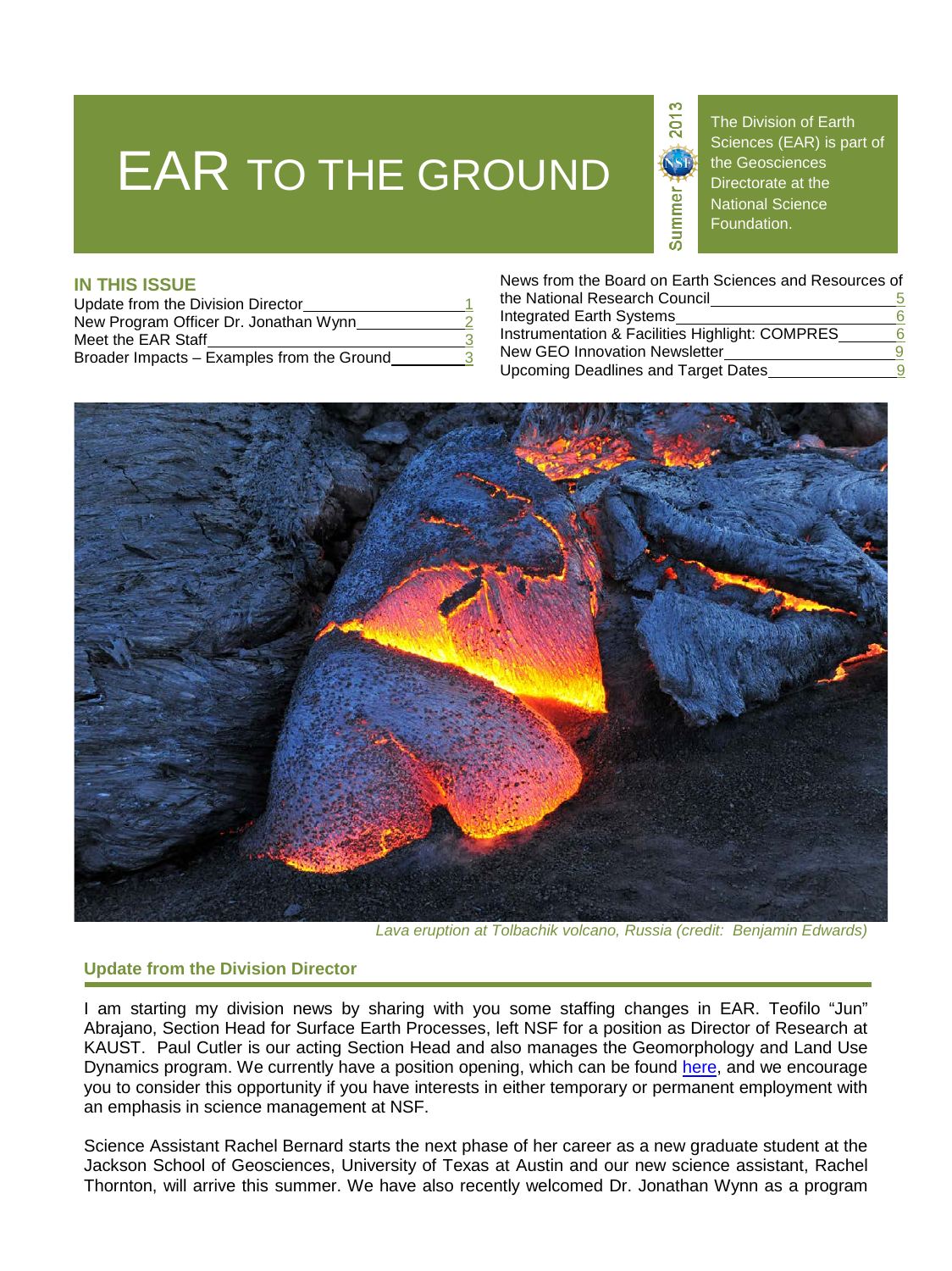# EAR TO THE GROUND

Summer 2013

The Division of Earth Sciences (EAR) is part of the Geosciences Directorate at the National Science Foundation.

## IN THIS ISSUE

- Update from the Division Director ..... 1
- New Program Officer Dr. Jonathan Wynn ..... 2
- Meet the EAR Staff ..... 3
- Broader Impacts – Examples from the Ground ..... 3
- News from the Board on Earth Sciences and Resources of the National Research Council ..... 5
- Integrated Earth Systems ..... 6
- Instrumentation & Facilities Highlight: COMPRES ..... 6
- New GEO Innovation Newsletter ..... 9
- Upcoming Deadlines and Target Dates ..... 9

*Lava eruption at Tolbachik volcano, Russia (credit: Benjamin Edwards)*

## Update from the Division Director

I am starting my division news by sharing with you some staffing changes in EAR. Teofilo "Jun" Abrajano, Section Head for Surface Earth Processes, left NSF for a position as Director of Research at KAUST. Paul Cutler is our acting Section Head and also manages the Geomorphology and Land Use Dynamics program. We currently have a position opening, which can be found here, and we encourage you to consider this opportunity if you have interests in either temporary or permanent employment with an emphasis in science management at NSF.

Science Assistant Rachel Bernard starts the next phase of her career as a new graduate student at the Jackson School of Geosciences, University of Texas at Austin and our new science assistant, Rachel Thornton, will arrive this summer. We have also recently welcomed Dr. Jonathan Wynn as a program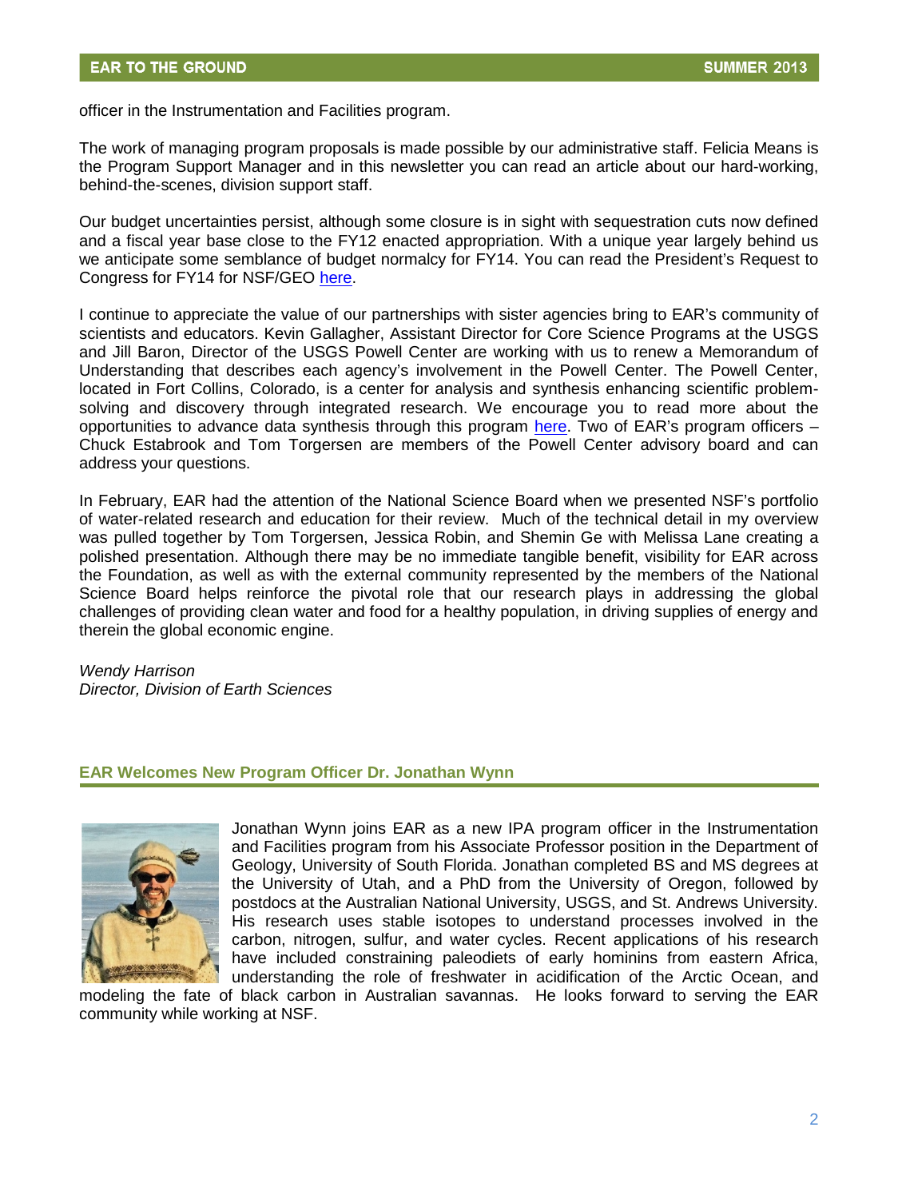officer in the Instrumentation and Facilities program.

The work of managing program proposals is made possible by our administrative staff. Felicia Means is the Program Support Manager and in this newsletter you can read an article about our hard-working, behind-the-scenes, division support staff.

Our budget uncertainties persist, although some closure is in sight with sequestration cuts now defined and a fiscal year base close to the FY12 enacted appropriation. With a unique year largely behind us we anticipate some semblance of budget normalcy for FY14. You can read the President's Request to Congress for FY14 for NSF/GEO here.

I continue to appreciate the value of our partnerships with sister agencies bring to EAR's community of scientists and educators. Kevin Gallagher, Assistant Director for Core Science Programs at the USGS and Jill Baron, Director of the USGS Powell Center are working with us to renew a Memorandum of Understanding that describes each agency's involvement in the Powell Center. The Powell Center, located in Fort Collins, Colorado, is a center for analysis and synthesis enhancing scientific problem-solving and discovery through integrated research. We encourage you to read more about the opportunities to advance data synthesis through this program here. Two of EAR's program officers – Chuck Estabrook and Tom Torgersen are members of the Powell Center advisory board and can address your questions.

In February, EAR had the attention of the National Science Board when we presented NSF's portfolio of water-related research and education for their review. Much of the technical detail in my overview was pulled together by Tom Torgersen, Jessica Robin, and Shemin Ge with Melissa Lane creating a polished presentation. Although there may be no immediate tangible benefit, visibility for EAR across the Foundation, as well as with the external community represented by the members of the National Science Board helps reinforce the pivotal role that our research plays in addressing the global challenges of providing clean water and food for a healthy population, in driving supplies of energy and therein the global economic engine.

*Wendy Harrison*
*Director, Division of Earth Sciences*

## EAR Welcomes New Program Officer Dr. Jonathan Wynn

Jonathan Wynn joins EAR as a new IPA program officer in the Instrumentation and Facilities program from his Associate Professor position in the Department of Geology, University of South Florida. Jonathan completed BS and MS degrees at the University of Utah, and a PhD from the University of Oregon, followed by postdocs at the Australian National University, USGS, and St. Andrews University. His research uses stable isotopes to understand processes involved in the carbon, nitrogen, sulfur, and water cycles. Recent applications of his research have included constraining paleodiets of early hominins from eastern Africa, understanding the role of freshwater in acidification of the Arctic Ocean, and modeling the fate of black carbon in Australian savannas. He looks forward to serving the EAR community while working at NSF.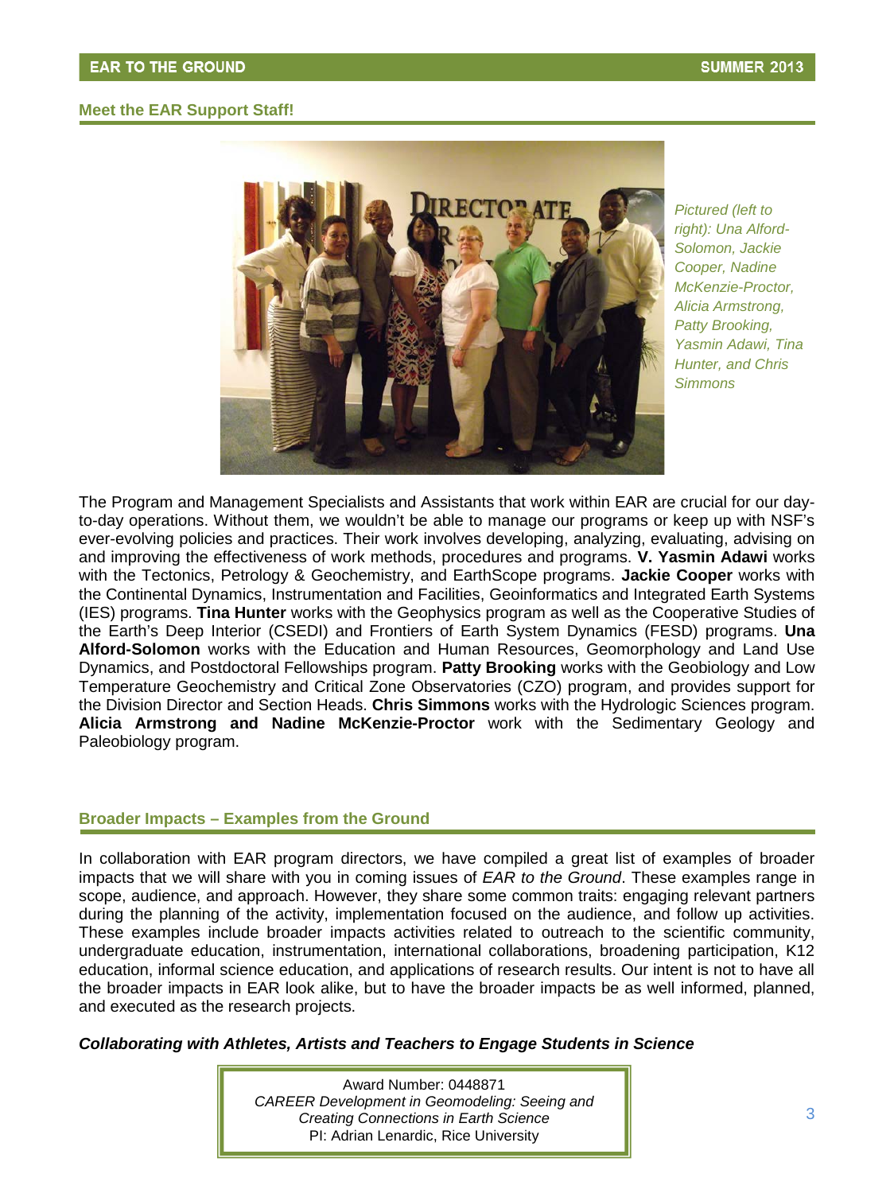## Meet the EAR Support Staff!

*Pictured (left to right): Una Alford-Solomon, Jackie Cooper, Nadine McKenzie-Proctor, Alicia Armstrong, Patty Brooking, Yasmin Adawi, Tina Hunter, and Chris Simmons*

The Program and Management Specialists and Assistants that work within EAR are crucial for our day-to-day operations. Without them, we wouldn't be able to manage our programs or keep up with NSF's ever-evolving policies and practices. Their work involves developing, analyzing, evaluating, advising on and improving the effectiveness of work methods, procedures and programs. **V. Yasmin Adawi** works with the Tectonics, Petrology & Geochemistry, and EarthScope programs. **Jackie Cooper** works with the Continental Dynamics, Instrumentation and Facilities, Geoinformatics and Integrated Earth Systems (IES) programs. **Tina Hunter** works with the Geophysics program as well as the Cooperative Studies of the Earth's Deep Interior (CSEDI) and Frontiers of Earth System Dynamics (FESD) programs. **Una Alford-Solomon** works with the Education and Human Resources, Geomorphology and Land Use Dynamics, and Postdoctoral Fellowships program. **Patty Brooking** works with the Geobiology and Low Temperature Geochemistry and Critical Zone Observatories (CZO) program, and provides support for the Division Director and Section Heads. **Chris Simmons** works with the Hydrologic Sciences program. **Alicia Armstrong and Nadine McKenzie-Proctor** work with the Sedimentary Geology and Paleobiology program.

## Broader Impacts – Examples from the Ground

In collaboration with EAR program directors, we have compiled a great list of examples of broader impacts that we will share with you in coming issues of *EAR to the Ground*. These examples range in scope, audience, and approach. However, they share some common traits: engaging relevant partners during the planning of the activity, implementation focused on the audience, and follow up activities. These examples include broader impacts activities related to outreach to the scientific community, undergraduate education, instrumentation, international collaborations, broadening participation, K12 education, informal science education, and applications of research results. Our intent is not to have all the broader impacts in EAR look alike, but to have the broader impacts be as well informed, planned, and executed as the research projects.

### *Collaborating with Athletes, Artists and Teachers to Engage Students in Science*

Award Number: 0448871
*CAREER Development in Geomodeling: Seeing and Creating Connections in Earth Science*
PI: Adrian Lenardic, Rice University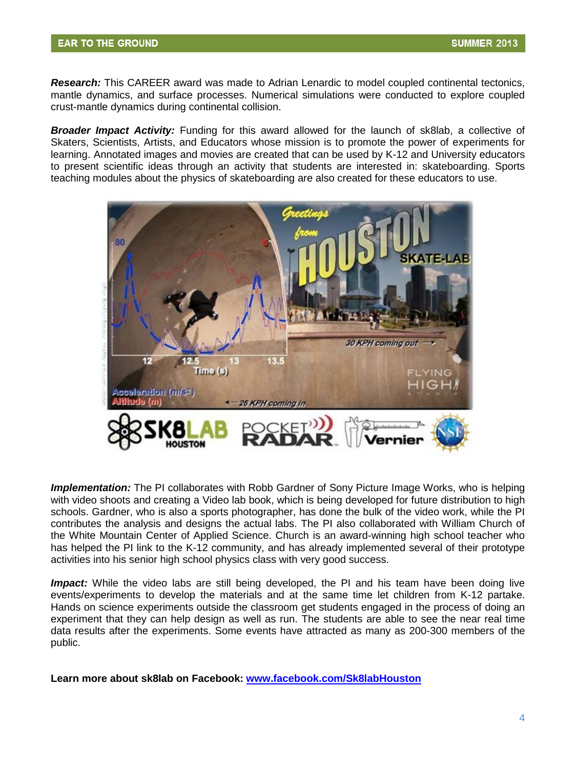***Research:*** This CAREER award was made to Adrian Lenardic to model coupled continental tectonics, mantle dynamics, and surface processes. Numerical simulations were conducted to explore coupled crust-mantle dynamics during continental collision.

***Broader Impact Activity:*** Funding for this award allowed for the launch of sk8lab, a collective of Skaters, Scientists, Artists, and Educators whose mission is to promote the power of experiments for learning. Annotated images and movies are created that can be used by K-12 and University educators to present scientific ideas through an activity that students are interested in: skateboarding. Sports teaching modules about the physics of skateboarding are also created for these educators to use.

***Implementation:*** The PI collaborates with Robb Gardner of Sony Picture Image Works, who is helping with video shoots and creating a Video lab book, which is being developed for future distribution to high schools. Gardner, who is also a sports photographer, has done the bulk of the video work, while the PI contributes the analysis and designs the actual labs. The PI also collaborated with William Church of the White Mountain Center of Applied Science. Church is an award-winning high school teacher who has helped the PI link to the K-12 community, and has already implemented several of their prototype activities into his senior high school physics class with very good success.

***Impact:*** While the video labs are still being developed, the PI and his team have been doing live events/experiments to develop the materials and at the same time let children from K-12 partake. Hands on science experiments outside the classroom get students engaged in the process of doing an experiment that they can help design as well as run. The students are able to see the near real time data results after the experiments. Some events have attracted as many as 200-300 members of the public.

**Learn more about sk8lab on Facebook: [www.facebook.com/Sk8labHouston](www.facebook.com/Sk8labHouston)**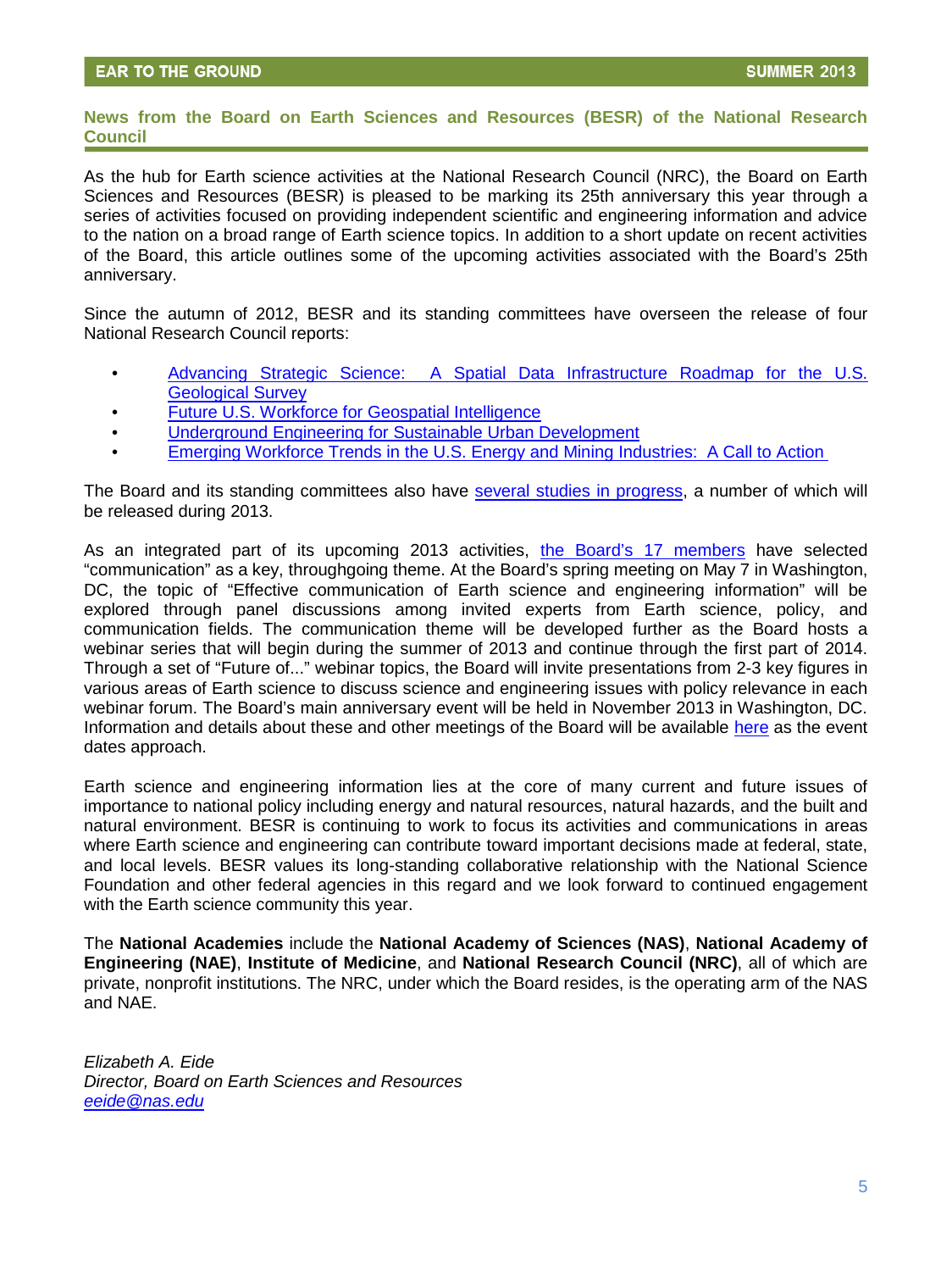## News from the Board on Earth Sciences and Resources (BESR) of the National Research Council

As the hub for Earth science activities at the National Research Council (NRC), the Board on Earth Sciences and Resources (BESR) is pleased to be marking its 25th anniversary this year through a series of activities focused on providing independent scientific and engineering information and advice to the nation on a broad range of Earth science topics. In addition to a short update on recent activities of the Board, this article outlines some of the upcoming activities associated with the Board's 25th anniversary.

Since the autumn of 2012, BESR and its standing committees have overseen the release of four National Research Council reports:

- Advancing Strategic Science: A Spatial Data Infrastructure Roadmap for the U.S. Geological Survey
- Future U.S. Workforce for Geospatial Intelligence
- Underground Engineering for Sustainable Urban Development
- Emerging Workforce Trends in the U.S. Energy and Mining Industries: A Call to Action

The Board and its standing committees also have several studies in progress, a number of which will be released during 2013.

As an integrated part of its upcoming 2013 activities, the Board's 17 members have selected "communication" as a key, throughgoing theme. At the Board's spring meeting on May 7 in Washington, DC, the topic of "Effective communication of Earth science and engineering information" will be explored through panel discussions among invited experts from Earth science, policy, and communication fields. The communication theme will be developed further as the Board hosts a webinar series that will begin during the summer of 2013 and continue through the first part of 2014. Through a set of "Future of..." webinar topics, the Board will invite presentations from 2-3 key figures in various areas of Earth science to discuss science and engineering issues with policy relevance in each webinar forum. The Board's main anniversary event will be held in November 2013 in Washington, DC. Information and details about these and other meetings of the Board will be available here as the event dates approach.

Earth science and engineering information lies at the core of many current and future issues of importance to national policy including energy and natural resources, natural hazards, and the built and natural environment. BESR is continuing to work to focus its activities and communications in areas where Earth science and engineering can contribute toward important decisions made at federal, state, and local levels. BESR values its long-standing collaborative relationship with the National Science Foundation and other federal agencies in this regard and we look forward to continued engagement with the Earth science community this year.

The **National Academies** include the **National Academy of Sciences (NAS)**, **National Academy of Engineering (NAE)**, **Institute of Medicine**, and **National Research Council (NRC)**, all of which are private, nonprofit institutions. The NRC, under which the Board resides, is the operating arm of the NAS and NAE.

*Elizabeth A. Eide*
*Director, Board on Earth Sciences and Resources*
*eeide@nas.edu*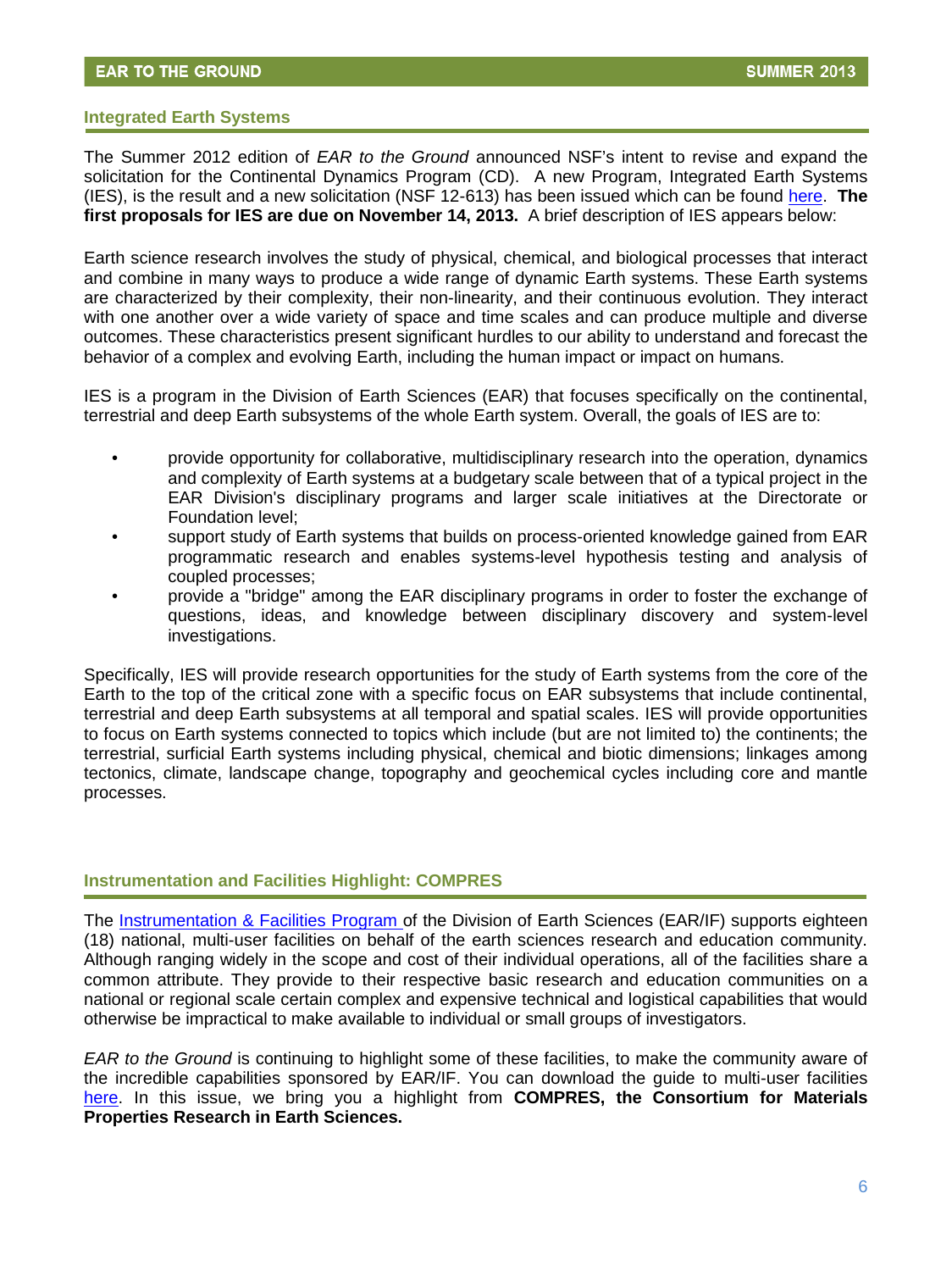## Integrated Earth Systems

The Summer 2012 edition of *EAR to the Ground* announced NSF's intent to revise and expand the solicitation for the Continental Dynamics Program (CD). A new Program, Integrated Earth Systems (IES), is the result and a new solicitation (NSF 12-613) has been issued which can be found [here](). **The first proposals for IES are due on November 14, 2013.** A brief description of IES appears below:

Earth science research involves the study of physical, chemical, and biological processes that interact and combine in many ways to produce a wide range of dynamic Earth systems. These Earth systems are characterized by their complexity, their non-linearity, and their continuous evolution. They interact with one another over a wide variety of space and time scales and can produce multiple and diverse outcomes. These characteristics present significant hurdles to our ability to understand and forecast the behavior of a complex and evolving Earth, including the human impact or impact on humans.

IES is a program in the Division of Earth Sciences (EAR) that focuses specifically on the continental, terrestrial and deep Earth subsystems of the whole Earth system. Overall, the goals of IES are to:

- provide opportunity for collaborative, multidisciplinary research into the operation, dynamics and complexity of Earth systems at a budgetary scale between that of a typical project in the EAR Division's disciplinary programs and larger scale initiatives at the Directorate or Foundation level;
- support study of Earth systems that builds on process-oriented knowledge gained from EAR programmatic research and enables systems-level hypothesis testing and analysis of coupled processes;
- provide a "bridge" among the EAR disciplinary programs in order to foster the exchange of questions, ideas, and knowledge between disciplinary discovery and system-level investigations.

Specifically, IES will provide research opportunities for the study of Earth systems from the core of the Earth to the top of the critical zone with a specific focus on EAR subsystems that include continental, terrestrial and deep Earth subsystems at all temporal and spatial scales. IES will provide opportunities to focus on Earth systems connected to topics which include (but are not limited to) the continents; the terrestrial, surficial Earth systems including physical, chemical and biotic dimensions; linkages among tectonics, climate, landscape change, topography and geochemical cycles including core and mantle processes.

## Instrumentation and Facilities Highlight: COMPRES

The [Instrumentation & Facilities Program]() of the Division of Earth Sciences (EAR/IF) supports eighteen (18) national, multi-user facilities on behalf of the earth sciences research and education community. Although ranging widely in the scope and cost of their individual operations, all of the facilities share a common attribute. They provide to their respective basic research and education communities on a national or regional scale certain complex and expensive technical and logistical capabilities that would otherwise be impractical to make available to individual or small groups of investigators.

*EAR to the Ground* is continuing to highlight some of these facilities, to make the community aware of the incredible capabilities sponsored by EAR/IF. You can download the guide to multi-user facilities [here](). In this issue, we bring you a highlight from **COMPRES, the Consortium for Materials Properties Research in Earth Sciences.**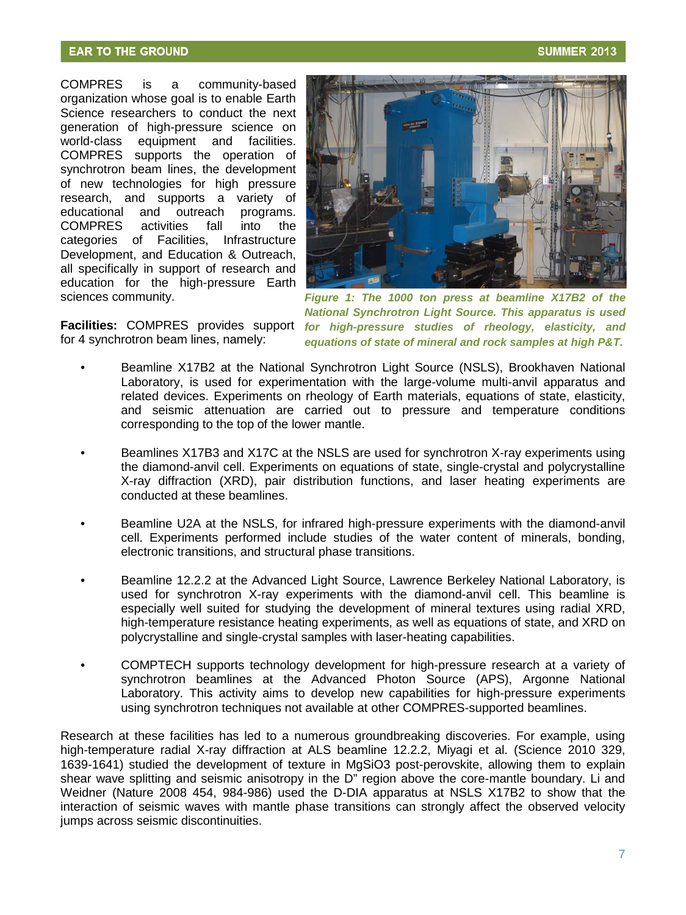COMPRES is a community-based organization whose goal is to enable Earth Science researchers to conduct the next generation of high-pressure science on world-class equipment and facilities. COMPRES supports the operation of synchrotron beam lines, the development of new technologies for high pressure research, and supports a variety of educational and outreach programs. COMPRES activities fall into the categories of Facilities, Infrastructure Development, and Education & Outreach, all specifically in support of research and education for the high-pressure Earth sciences community.

*Figure 1: The 1000 ton press at beamline X17B2 of the National Synchrotron Light Source. This apparatus is used for high-pressure studies of rheology, elasticity, and equations of state of mineral and rock samples at high P&T.*

**Facilities:** COMPRES provides support for 4 synchrotron beam lines, namely:

- Beamline X17B2 at the National Synchrotron Light Source (NSLS), Brookhaven National Laboratory, is used for experimentation with the large-volume multi-anvil apparatus and related devices. Experiments on rheology of Earth materials, equations of state, elasticity, and seismic attenuation are carried out to pressure and temperature conditions corresponding to the top of the lower mantle.

- Beamlines X17B3 and X17C at the NSLS are used for synchrotron X-ray experiments using the diamond-anvil cell. Experiments on equations of state, single-crystal and polycrystalline X-ray diffraction (XRD), pair distribution functions, and laser heating experiments are conducted at these beamlines.

- Beamline U2A at the NSLS, for infrared high-pressure experiments with the diamond-anvil cell. Experiments performed include studies of the water content of minerals, bonding, electronic transitions, and structural phase transitions.

- Beamline 12.2.2 at the Advanced Light Source, Lawrence Berkeley National Laboratory, is used for synchrotron X-ray experiments with the diamond-anvil cell. This beamline is especially well suited for studying the development of mineral textures using radial XRD, high-temperature resistance heating experiments, as well as equations of state, and XRD on polycrystalline and single-crystal samples with laser-heating capabilities.

- COMPTECH supports technology development for high-pressure research at a variety of synchrotron beamlines at the Advanced Photon Source (APS), Argonne National Laboratory. This activity aims to develop new capabilities for high-pressure experiments using synchrotron techniques not available at other COMPRES-supported beamlines.

Research at these facilities has led to a numerous groundbreaking discoveries. For example, using high-temperature radial X-ray diffraction at ALS beamline 12.2.2, Miyagi et al. (Science 2010 329, 1639-1641) studied the development of texture in $MgSiO_3$ post-perovskite, allowing them to explain shear wave splitting and seismic anisotropy in the D" region above the core-mantle boundary. Li and Weidner (Nature 2008 454, 984-986) used the D-DIA apparatus at NSLS X17B2 to show that the interaction of seismic waves with mantle phase transitions can strongly affect the observed velocity jumps across seismic discontinuities.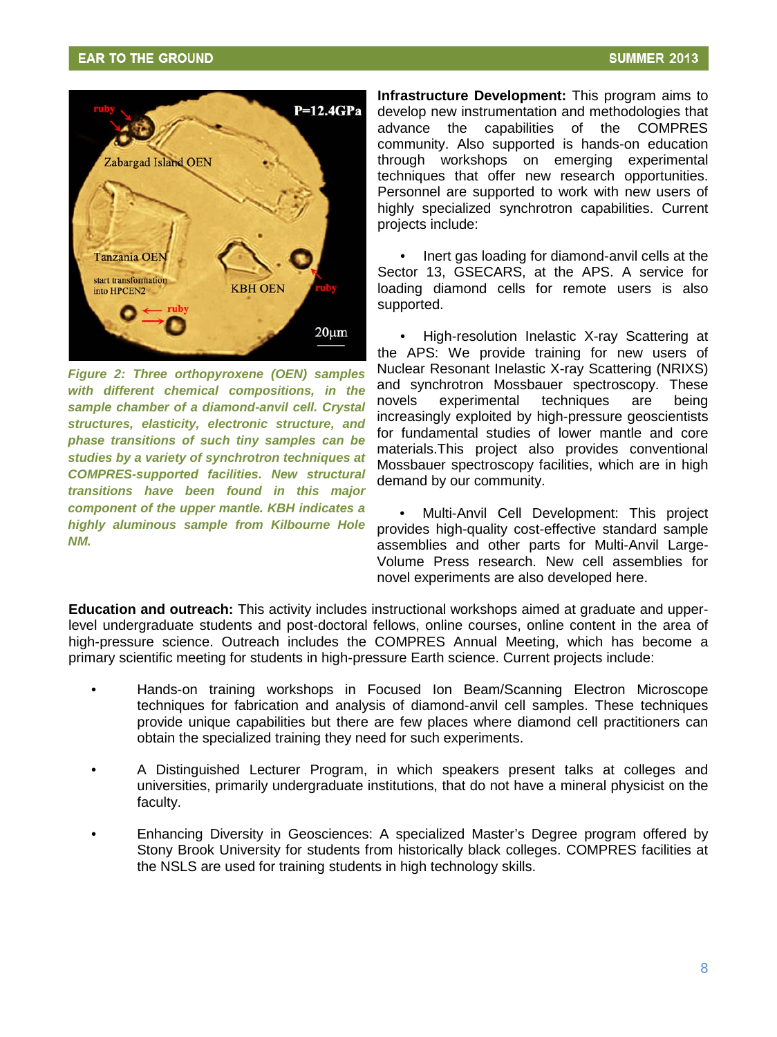*Figure 2: Three orthopyroxene (OEN) samples with different chemical compositions, in the sample chamber of a diamond-anvil cell. Crystal structures, elasticity, electronic structure, and phase transitions of such tiny samples can be studies by a variety of synchrotron techniques at COMPRES-supported facilities. New structural transitions have been found in this major component of the upper mantle. KBH indicates a highly aluminous sample from Kilbourne Hole NM.*

**Infrastructure Development:** This program aims to develop new instrumentation and methodologies that advance the capabilities of the COMPRES community. Also supported is hands-on education through workshops on emerging experimental techniques that offer new research opportunities. Personnel are supported to work with new users of highly specialized synchrotron capabilities. Current projects include:

- Inert gas loading for diamond-anvil cells at the Sector 13, GSECARS, at the APS. A service for loading diamond cells for remote users is also supported.

- High-resolution Inelastic X-ray Scattering at the APS: We provide training for new users of Nuclear Resonant Inelastic X-ray Scattering (NRIXS) and synchrotron Mossbauer spectroscopy. These novels experimental techniques are being increasingly exploited by high-pressure geoscientists for fundamental studies of lower mantle and core materials.This project also provides conventional Mossbauer spectroscopy facilities, which are in high demand by our community.

- Multi-Anvil Cell Development: This project provides high-quality cost-effective standard sample assemblies and other parts for Multi-Anvil Large-Volume Press research. New cell assemblies for novel experiments are also developed here.

**Education and outreach:** This activity includes instructional workshops aimed at graduate and upper-level undergraduate students and post-doctoral fellows, online courses, online content in the area of high-pressure science. Outreach includes the COMPRES Annual Meeting, which has become a primary scientific meeting for students in high-pressure Earth science. Current projects include:

- Hands-on training workshops in Focused Ion Beam/Scanning Electron Microscope techniques for fabrication and analysis of diamond-anvil cell samples. These techniques provide unique capabilities but there are few places where diamond cell practitioners can obtain the specialized training they need for such experiments.

- A Distinguished Lecturer Program, in which speakers present talks at colleges and universities, primarily undergraduate institutions, that do not have a mineral physicist on the faculty.

- Enhancing Diversity in Geosciences: A specialized Master's Degree program offered by Stony Brook University for students from historically black colleges. COMPRES facilities at the NSLS are used for training students in high technology skills.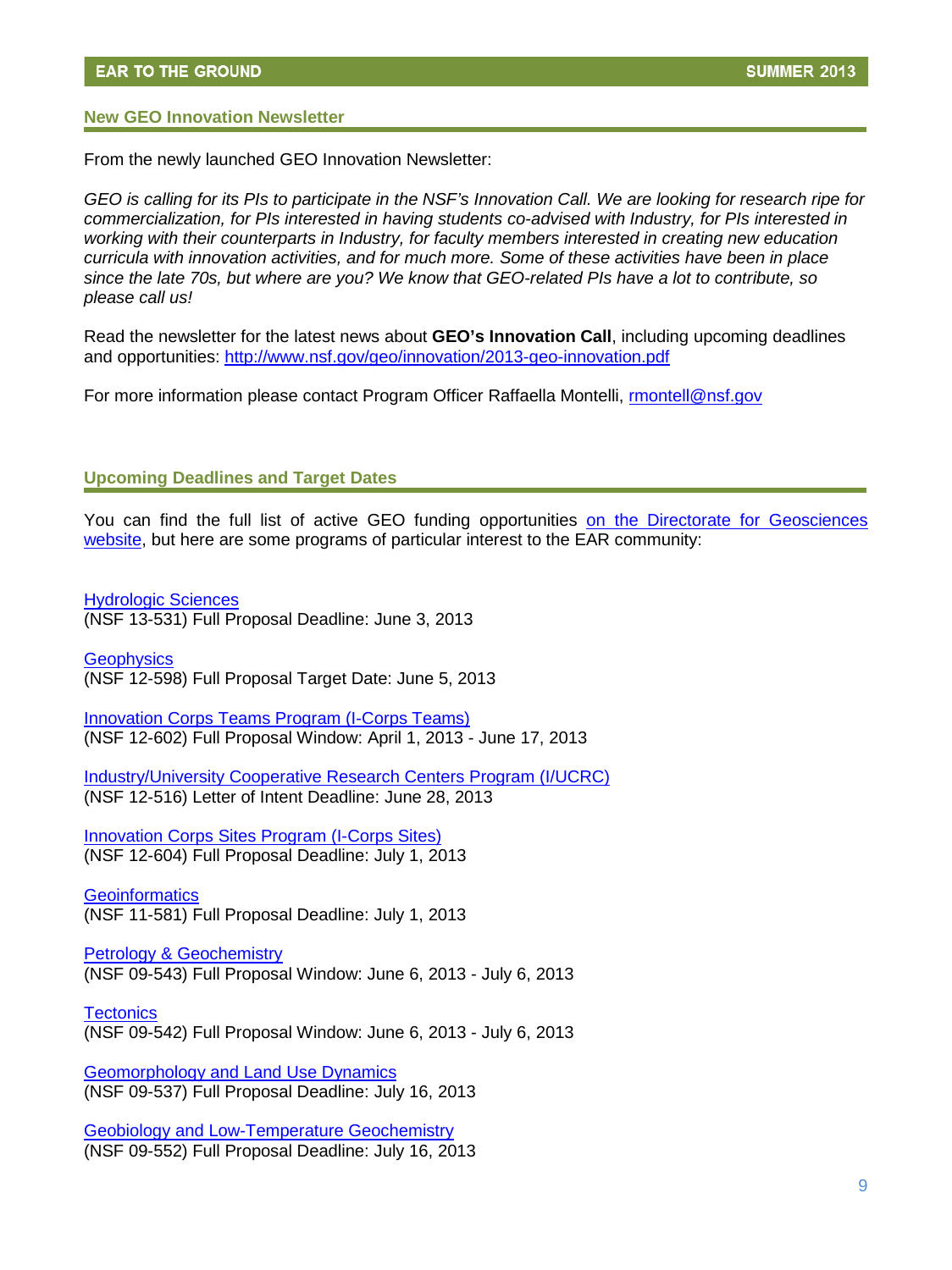## New GEO Innovation Newsletter

From the newly launched GEO Innovation Newsletter:

*GEO is calling for its PIs to participate in the NSF's Innovation Call. We are looking for research ripe for commercialization, for PIs interested in having students co-advised with Industry, for PIs interested in working with their counterparts in Industry, for faculty members interested in creating new education curricula with innovation activities, and for much more. Some of these activities have been in place since the late 70s, but where are you? We know that GEO-related PIs have a lot to contribute, so please call us!*

Read the newsletter for the latest news about **GEO's Innovation Call**, including upcoming deadlines and opportunities: http://www.nsf.gov/geo/innovation/2013-geo-innovation.pdf

For more information please contact Program Officer Raffaella Montelli, rmontell@nsf.gov

## Upcoming Deadlines and Target Dates

You can find the full list of active GEO funding opportunities on the Directorate for Geosciences website, but here are some programs of particular interest to the EAR community:

Hydrologic Sciences
(NSF 13-531) Full Proposal Deadline: June 3, 2013

Geophysics
(NSF 12-598) Full Proposal Target Date: June 5, 2013

Innovation Corps Teams Program (I-Corps Teams)
(NSF 12-602) Full Proposal Window: April 1, 2013 - June 17, 2013

Industry/University Cooperative Research Centers Program (I/UCRC)
(NSF 12-516) Letter of Intent Deadline: June 28, 2013

Innovation Corps Sites Program (I-Corps Sites)
(NSF 12-604) Full Proposal Deadline: July 1, 2013

Geoinformatics
(NSF 11-581) Full Proposal Deadline: July 1, 2013

Petrology & Geochemistry
(NSF 09-543) Full Proposal Window: June 6, 2013 - July 6, 2013

Tectonics
(NSF 09-542) Full Proposal Window: June 6, 2013 - July 6, 2013

Geomorphology and Land Use Dynamics
(NSF 09-537) Full Proposal Deadline: July 16, 2013

Geobiology and Low-Temperature Geochemistry
(NSF 09-552) Full Proposal Deadline: July 16, 2013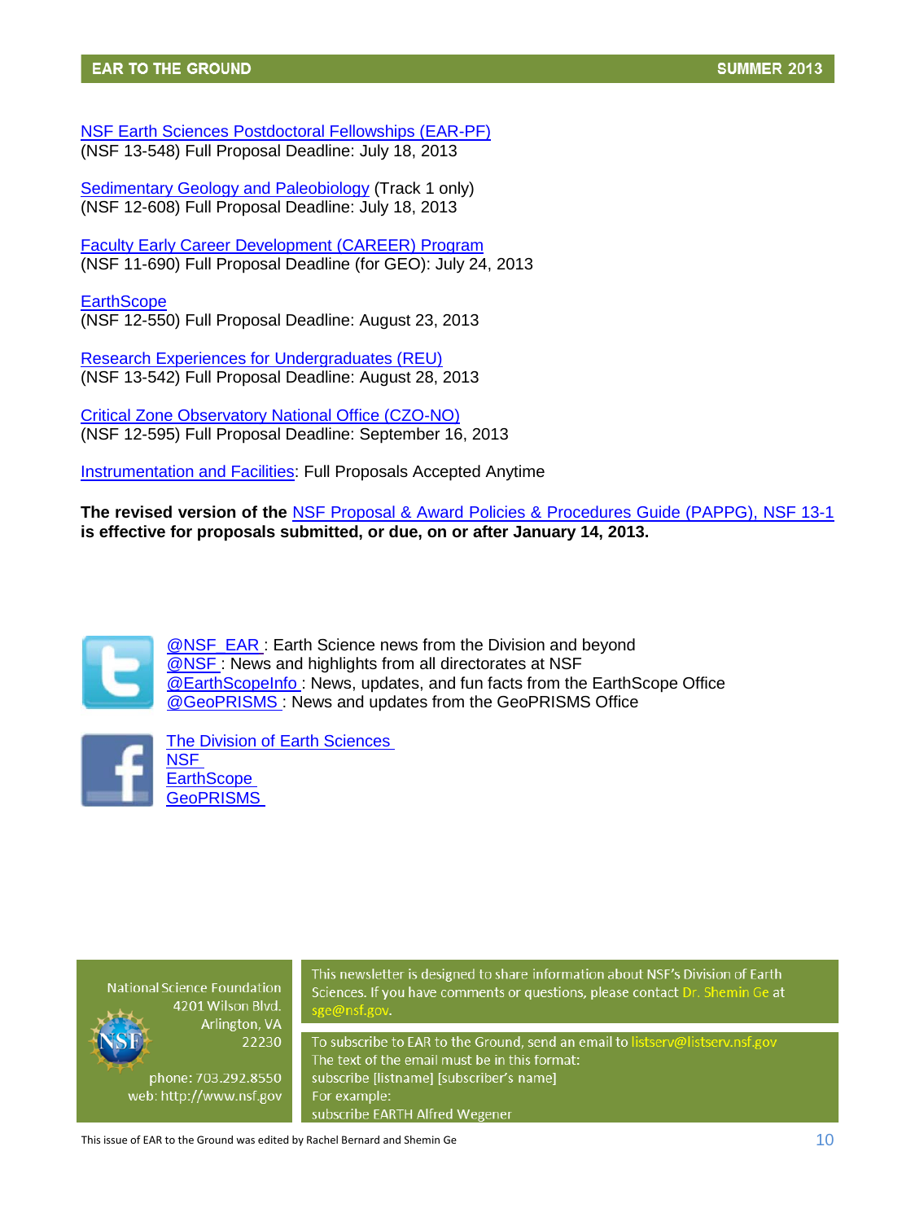NSF Earth Sciences Postdoctoral Fellowships (EAR-PF)
(NSF 13-548) Full Proposal Deadline: July 18, 2013

Sedimentary Geology and Paleobiology (Track 1 only)
(NSF 12-608) Full Proposal Deadline: July 18, 2013

Faculty Early Career Development (CAREER) Program
(NSF 11-690) Full Proposal Deadline (for GEO): July 24, 2013

EarthScope
(NSF 12-550) Full Proposal Deadline: August 23, 2013

Research Experiences for Undergraduates (REU)
(NSF 13-542) Full Proposal Deadline: August 28, 2013

Critical Zone Observatory National Office (CZO-NO)
(NSF 12-595) Full Proposal Deadline: September 16, 2013

Instrumentation and Facilities: Full Proposals Accepted Anytime

**The revised version of the** NSF Proposal & Award Policies & Procedures Guide (PAPPG), NSF 13-1 **is effective for proposals submitted, or due, on or after January 14, 2013.**

@NSF_EAR : Earth Science news from the Division and beyond
@NSF : News and highlights from all directorates at NSF
@EarthScopeInfo : News, updates, and fun facts from the EarthScope Office
@GeoPRISMS : News and updates from the GeoPRISMS Office

The Division of Earth Sciences
NSF
EarthScope
GeoPRISMS

National Science Foundation
4201 Wilson Blvd.
Arlington, VA
22230

phone: 703.292.8550
web: http://www.nsf.gov

This newsletter is designed to share information about NSF's Division of Earth Sciences. If you have comments or questions, please contact Dr. Shemin Ge at sge@nsf.gov.

To subscribe to EAR to the Ground, send an email to listserv@listserv.nsf.gov
The text of the email must be in this format:
subscribe [listname] [subscriber's name]
For example:
subscribe EARTH Alfred Wegener

This issue of EAR to the Ground was edited by Rachel Bernard and Shemin Ge